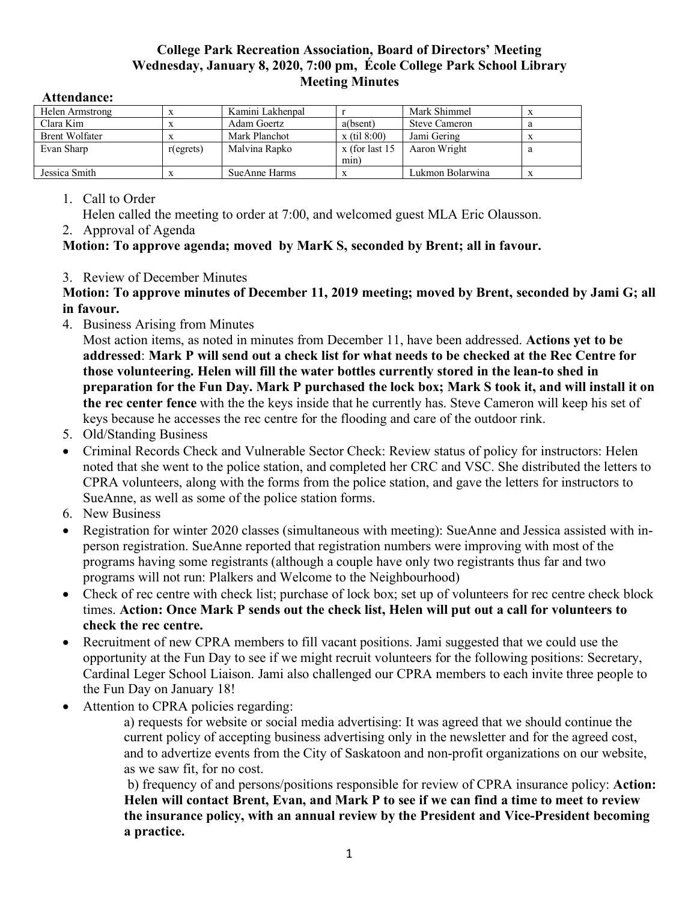**College Park Recreation Association, Board of Directors' Meeting**
**Wednesday, January 8, 2020, 7:00 pm, École College Park School Library**
**Meeting Minutes**

**Attendance:**

| | | | | | |
|---|---|---|---|---|---|
| Helen Armstrong | x | Kamini Lakhenpal | r | Mark Shimmel | x |
| Clara Kim | x | Adam Goertz | a(bsent) | Steve Cameron | a |
| Brent Wolfater | x | Mark Planchot | x (til 8:00) | Jami Gering | x |
| Evan Sharp | r(egrets) | Malvina Rapko | x (for last 15 min) | Aaron Wright | a |
| Jessica Smith | x | SueAnne Harms | x | Lukmon Bolarwina | x |

1. Call to Order
   Helen called the meeting to order at 7:00, and welcomed guest MLA Eric Olausson.
2. Approval of Agenda

**Motion: To approve agenda; moved by MarK S, seconded by Brent; all in favour.**

3. Review of December Minutes

**Motion: To approve minutes of December 11, 2019 meeting; moved by Brent, seconded by Jami G; all in favour.**

4. Business Arising from Minutes
   Most action items, as noted in minutes from December 11, have been addressed. **Actions yet to be addressed**: **Mark P will send out a check list for what needs to be checked at the Rec Centre for those volunteering. Helen will fill the water bottles currently stored in the lean-to shed in preparation for the Fun Day. Mark P purchased the lock box; Mark S took it, and will install it on the rec center fence** with the the keys inside that he currently has. Steve Cameron will keep his set of keys because he accesses the rec centre for the flooding and care of the outdoor rink.
5. Old/Standing Business

- Criminal Records Check and Vulnerable Sector Check: Review status of policy for instructors: Helen noted that she went to the police station, and completed her CRC and VSC. She distributed the letters to CPRA volunteers, along with the forms from the police station, and gave the letters for instructors to SueAnne, as well as some of the police station forms.

6. New Business

- Registration for winter 2020 classes (simultaneous with meeting): SueAnne and Jessica assisted with in-person registration. SueAnne reported that registration numbers were improving with most of the programs having some registrants (although a couple have only two registrants thus far and two programs will not run: Plalkers and Welcome to the Neighbourhood)
- Check of rec centre with check list; purchase of lock box; set up of volunteers for rec centre check block times. **Action: Once Mark P sends out the check list, Helen will put out a call for volunteers to check the rec centre.**
- Recruitment of new CPRA members to fill vacant positions. Jami suggested that we could use the opportunity at the Fun Day to see if we might recruit volunteers for the following positions: Secretary, Cardinal Leger School Liaison. Jami also challenged our CPRA members to each invite three people to the Fun Day on January 18!
- Attention to CPRA policies regarding:

  a) requests for website or social media advertising: It was agreed that we should continue the current policy of accepting business advertising only in the newsletter and for the agreed cost, and to advertize events from the City of Saskatoon and non-profit organizations on our website, as we saw fit, for no cost.

  b) frequency of and persons/positions responsible for review of CPRA insurance policy: **Action: Helen will contact Brent, Evan, and Mark P to see if we can find a time to meet to review the insurance policy, with an annual review by the President and Vice-President becoming a practice.**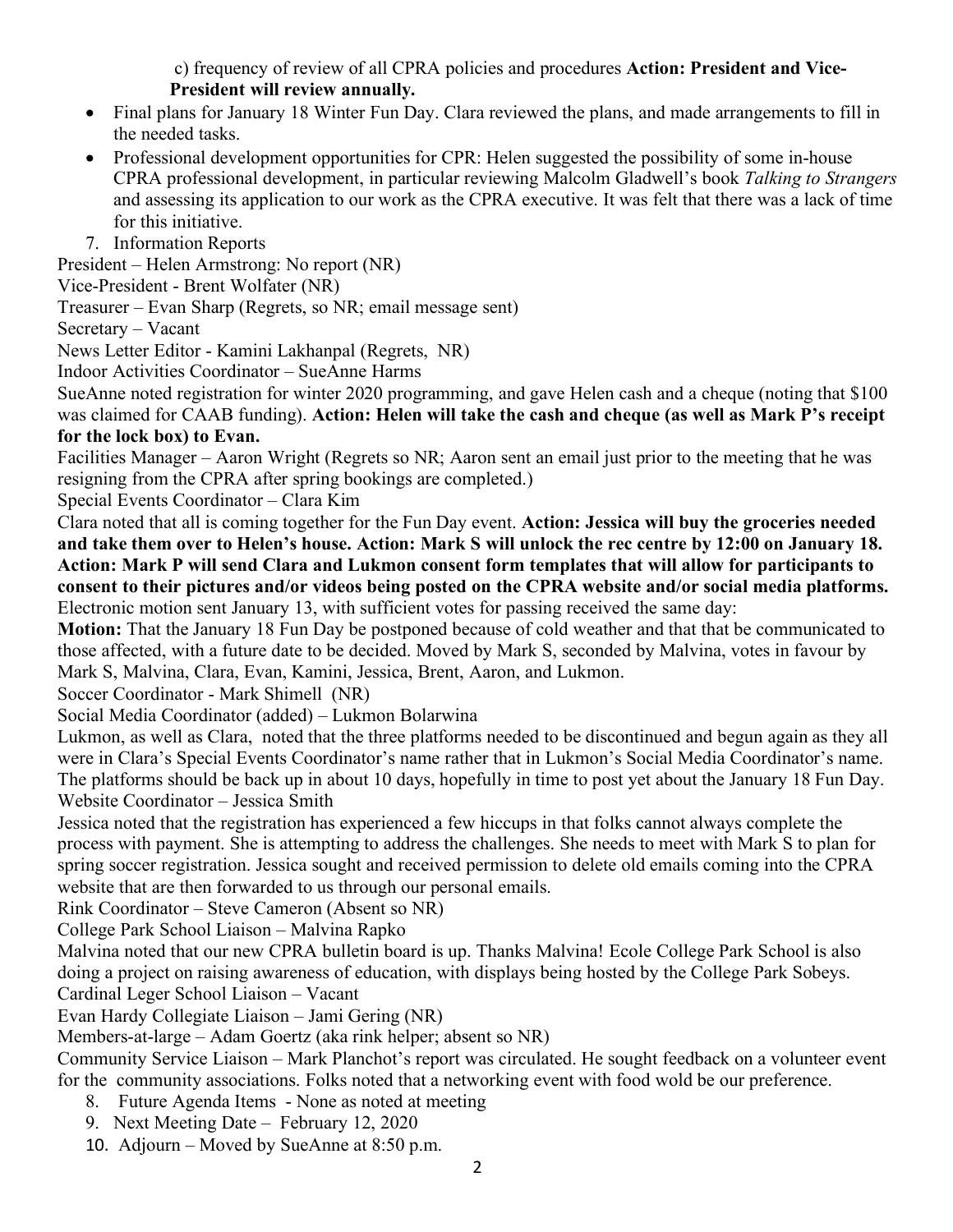c) frequency of review of all CPRA policies and procedures **Action: President and Vice-President will review annually.**

- Final plans for January 18 Winter Fun Day. Clara reviewed the plans, and made arrangements to fill in the needed tasks.
- Professional development opportunities for CPR: Helen suggested the possibility of some in-house CPRA professional development, in particular reviewing Malcolm Gladwell's book *Talking to Strangers* and assessing its application to our work as the CPRA executive. It was felt that there was a lack of time for this initiative.

7. Information Reports

President – Helen Armstrong: No report (NR)

Vice-President - Brent Wolfater (NR)

Treasurer – Evan Sharp (Regrets, so NR; email message sent)

Secretary – Vacant

News Letter Editor - Kamini Lakhanpal (Regrets, NR)

Indoor Activities Coordinator – SueAnne Harms

SueAnne noted registration for winter 2020 programming, and gave Helen cash and a cheque (noting that $100 was claimed for CAAB funding). **Action: Helen will take the cash and cheque (as well as Mark P's receipt for the lock box) to Evan.**

Facilities Manager – Aaron Wright (Regrets so NR; Aaron sent an email just prior to the meeting that he was resigning from the CPRA after spring bookings are completed.)

Special Events Coordinator – Clara Kim

Clara noted that all is coming together for the Fun Day event. **Action: Jessica will buy the groceries needed and take them over to Helen's house. Action: Mark S will unlock the rec centre by 12:00 on January 18. Action: Mark P will send Clara and Lukmon consent form templates that will allow for participants to consent to their pictures and/or videos being posted on the CPRA website and/or social media platforms.**

Electronic motion sent January 13, with sufficient votes for passing received the same day:

**Motion:** That the January 18 Fun Day be postponed because of cold weather and that that be communicated to those affected, with a future date to be decided. Moved by Mark S, seconded by Malvina, votes in favour by Mark S, Malvina, Clara, Evan, Kamini, Jessica, Brent, Aaron, and Lukmon.

Soccer Coordinator - Mark Shimell (NR)

Social Media Coordinator (added) – Lukmon Bolarwina

Lukmon, as well as Clara, noted that the three platforms needed to be discontinued and begun again as they all were in Clara's Special Events Coordinator's name rather that in Lukmon's Social Media Coordinator's name. The platforms should be back up in about 10 days, hopefully in time to post yet about the January 18 Fun Day.

Website Coordinator – Jessica Smith

Jessica noted that the registration has experienced a few hiccups in that folks cannot always complete the process with payment. She is attempting to address the challenges. She needs to meet with Mark S to plan for spring soccer registration. Jessica sought and received permission to delete old emails coming into the CPRA website that are then forwarded to us through our personal emails.

Rink Coordinator – Steve Cameron (Absent so NR)

College Park School Liaison – Malvina Rapko

Malvina noted that our new CPRA bulletin board is up. Thanks Malvina! Ecole College Park School is also doing a project on raising awareness of education, with displays being hosted by the College Park Sobeys.

Cardinal Leger School Liaison – Vacant

Evan Hardy Collegiate Liaison – Jami Gering (NR)

Members-at-large – Adam Goertz (aka rink helper; absent so NR)

Community Service Liaison – Mark Planchot's report was circulated. He sought feedback on a volunteer event for the community associations. Folks noted that a networking event with food wold be our preference.

8. Future Agenda Items - None as noted at meeting
9. Next Meeting Date – February 12, 2020
10. Adjourn – Moved by SueAnne at 8:50 p.m.